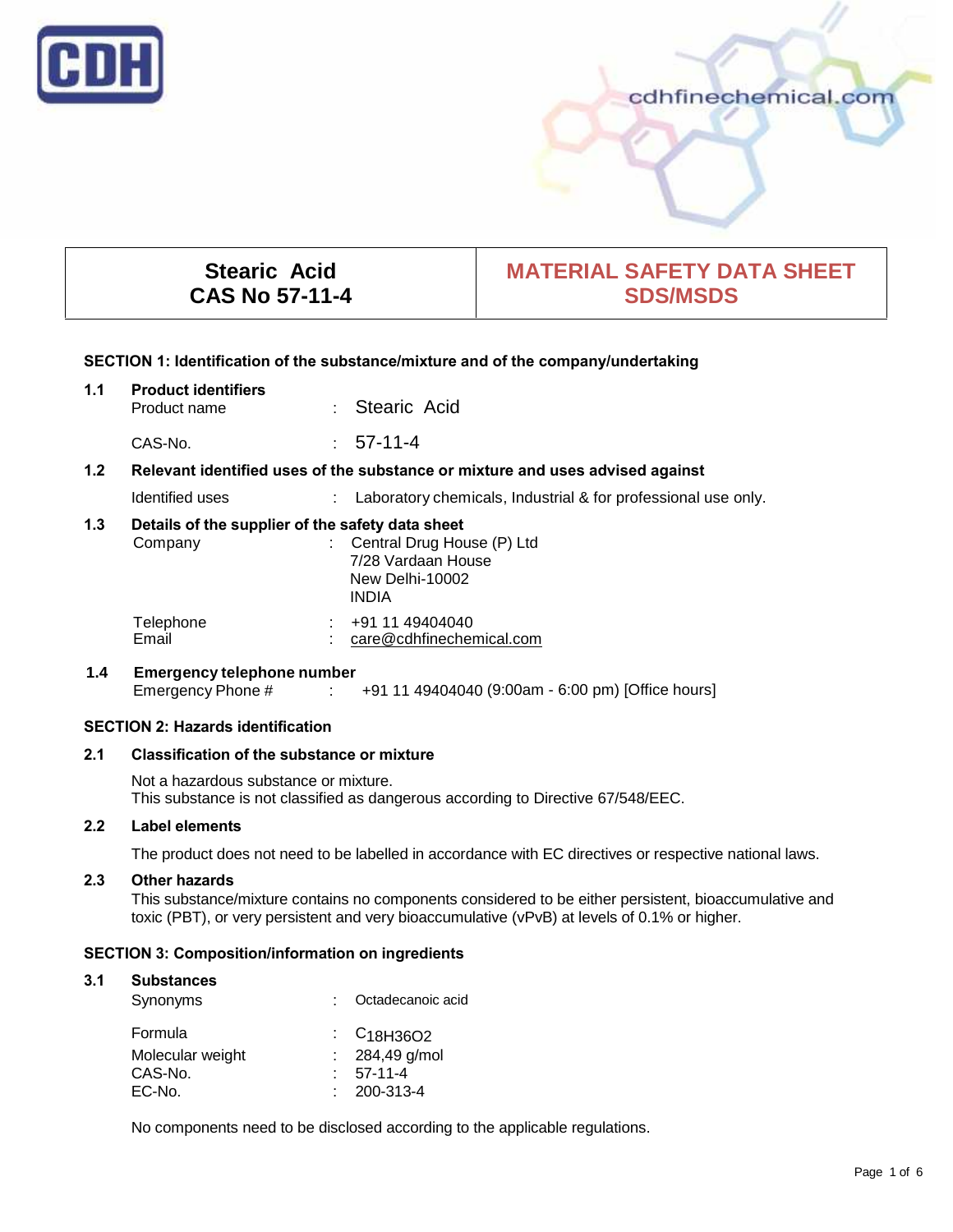CDH

cdhfinechemical.com

| Stearic Acid CAS No 57-11-4 | MATERIAL SAFETY DATA SHEET SDS/MSDS |
|---|---|

## SECTION 1: Identification of the substance/mixture and of the company/undertaking

### 1.1 Product identifiers

Product name : Stearic Acid

CAS-No. : 57-11-4

### 1.2 Relevant identified uses of the substance or mixture and uses advised against

Identified uses : Laboratory chemicals, Industrial & for professional use only.

### 1.3 Details of the supplier of the safety data sheet

Company : Central Drug House (P) Ltd
7/28 Vardaan House
New Delhi-10002
INDIA

Telephone : +91 11 49404040
Email : care@cdhfinechemical.com

### 1.4 Emergency telephone number

Emergency Phone # : +91 11 49404040 (9:00am - 6:00 pm) [Office hours]

## SECTION 2: Hazards identification

### 2.1 Classification of the substance or mixture

Not a hazardous substance or mixture.
This substance is not classified as dangerous according to Directive 67/548/EEC.

### 2.2 Label elements

The product does not need to be labelled in accordance with EC directives or respective national laws.

### 2.3 Other hazards

This substance/mixture contains no components considered to be either persistent, bioaccumulative and toxic (PBT), or very persistent and very bioaccumulative (vPvB) at levels of 0.1% or higher.

## SECTION 3: Composition/information on ingredients

### 3.1 Substances

Synonyms : Octadecanoic acid

Formula : $C_{18}H_{36}O_2$
Molecular weight : 284,49 g/mol
CAS-No. : 57-11-4
EC-No. : 200-313-4

No components need to be disclosed according to the applicable regulations.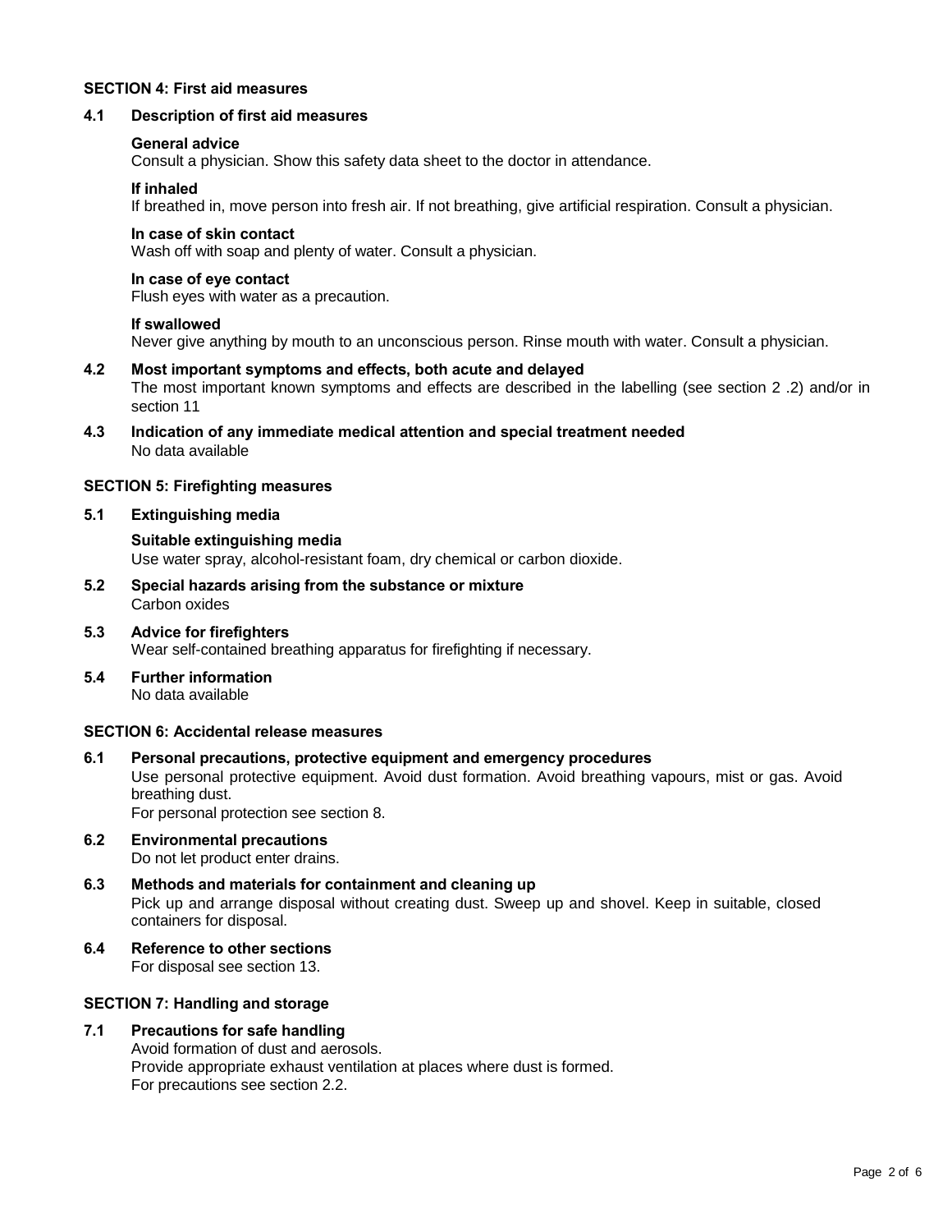## SECTION 4: First aid measures

### 4.1 Description of first aid measures

**General advice**
Consult a physician. Show this safety data sheet to the doctor in attendance.

**If inhaled**
If breathed in, move person into fresh air. If not breathing, give artificial respiration. Consult a physician.

**In case of skin contact**
Wash off with soap and plenty of water. Consult a physician.

**In case of eye contact**
Flush eyes with water as a precaution.

**If swallowed**
Never give anything by mouth to an unconscious person. Rinse mouth with water. Consult a physician.

### 4.2 Most important symptoms and effects, both acute and delayed

The most important known symptoms and effects are described in the labelling (see section 2 .2) and/or in section 11

### 4.3 Indication of any immediate medical attention and special treatment needed

No data available

## SECTION 5: Firefighting measures

### 5.1 Extinguishing media

**Suitable extinguishing media**
Use water spray, alcohol-resistant foam, dry chemical or carbon dioxide.

### 5.2 Special hazards arising from the substance or mixture

Carbon oxides

### 5.3 Advice for firefighters

Wear self-contained breathing apparatus for firefighting if necessary.

### 5.4 Further information

No data available

## SECTION 6: Accidental release measures

### 6.1 Personal precautions, protective equipment and emergency procedures

Use personal protective equipment. Avoid dust formation. Avoid breathing vapours, mist or gas. Avoid breathing dust.
For personal protection see section 8.

### 6.2 Environmental precautions

Do not let product enter drains.

### 6.3 Methods and materials for containment and cleaning up

Pick up and arrange disposal without creating dust. Sweep up and shovel. Keep in suitable, closed containers for disposal.

### 6.4 Reference to other sections

For disposal see section 13.

## SECTION 7: Handling and storage

### 7.1 Precautions for safe handling

Avoid formation of dust and aerosols.
Provide appropriate exhaust ventilation at places where dust is formed.
For precautions see section 2.2.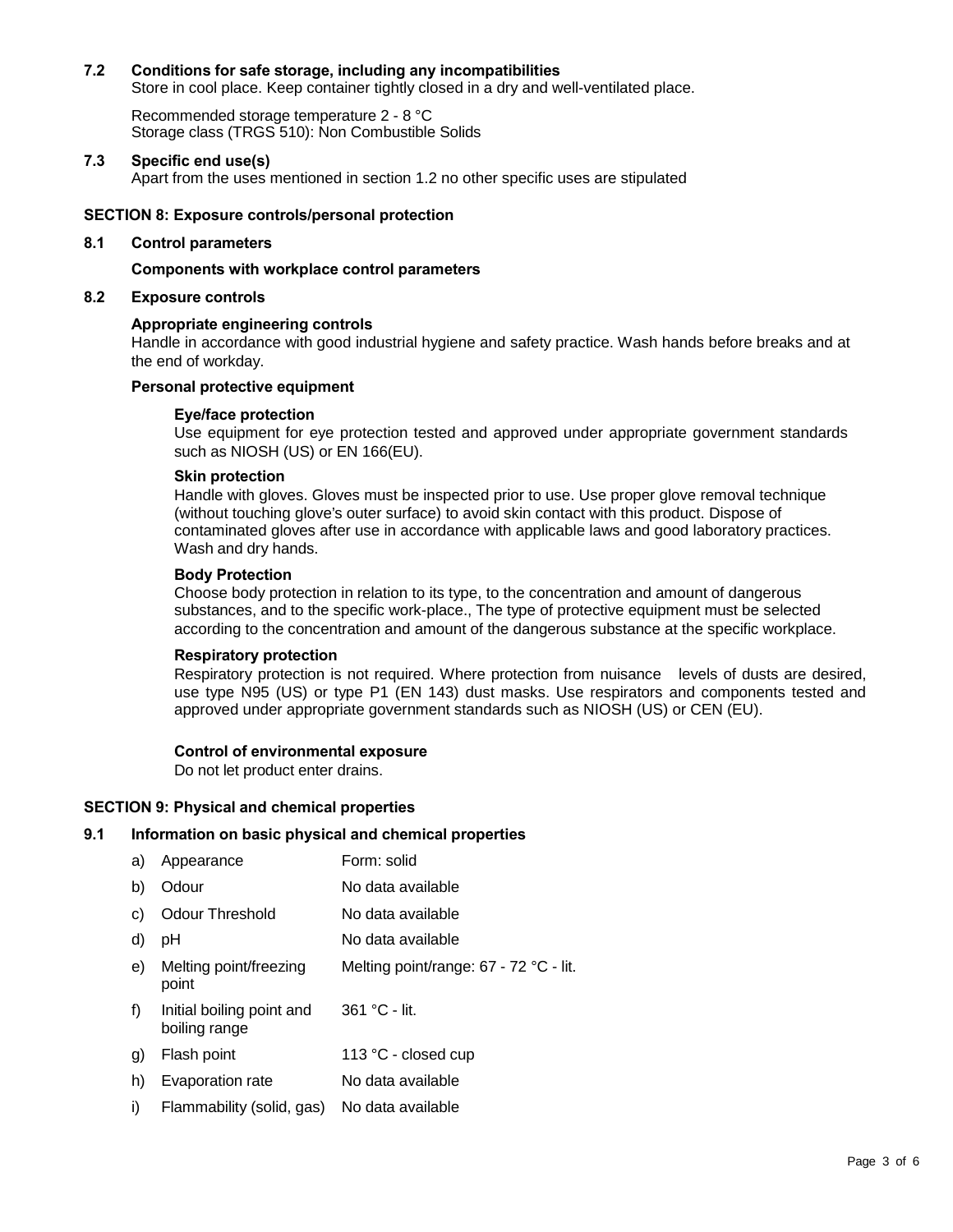### 7.2 Conditions for safe storage, including any incompatibilities

Store in cool place. Keep container tightly closed in a dry and well-ventilated place.

Recommended storage temperature 2 - 8 °C
Storage class (TRGS 510): Non Combustible Solids

### 7.3 Specific end use(s)

Apart from the uses mentioned in section 1.2 no other specific uses are stipulated

## SECTION 8: Exposure controls/personal protection

### 8.1 Control parameters

**Components with workplace control parameters**

### 8.2 Exposure controls

**Appropriate engineering controls**

Handle in accordance with good industrial hygiene and safety practice. Wash hands before breaks and at the end of workday.

**Personal protective equipment**

**Eye/face protection**

Use equipment for eye protection tested and approved under appropriate government standards such as NIOSH (US) or EN 166(EU).

**Skin protection**

Handle with gloves. Gloves must be inspected prior to use. Use proper glove removal technique (without touching glove's outer surface) to avoid skin contact with this product. Dispose of contaminated gloves after use in accordance with applicable laws and good laboratory practices. Wash and dry hands.

**Body Protection**

Choose body protection in relation to its type, to the concentration and amount of dangerous substances, and to the specific work-place., The type of protective equipment must be selected according to the concentration and amount of the dangerous substance at the specific workplace.

**Respiratory protection**

Respiratory protection is not required. Where protection from nuisance levels of dusts are desired, use type N95 (US) or type P1 (EN 143) dust masks. Use respirators and components tested and approved under appropriate government standards such as NIOSH (US) or CEN (EU).

**Control of environmental exposure**

Do not let product enter drains.

## SECTION 9: Physical and chemical properties

### 9.1 Information on basic physical and chemical properties

| | Property | Value |
|---|---|---|
| a) | Appearance | Form: solid |
| b) | Odour | No data available |
| c) | Odour Threshold | No data available |
| d) | pH | No data available |
| e) | Melting point/freezing point | Melting point/range: 67 - 72 °C - lit. |
| f) | Initial boiling point and boiling range | 361 °C - lit. |
| g) | Flash point | 113 °C - closed cup |
| h) | Evaporation rate | No data available |
| i) | Flammability (solid, gas) | No data available |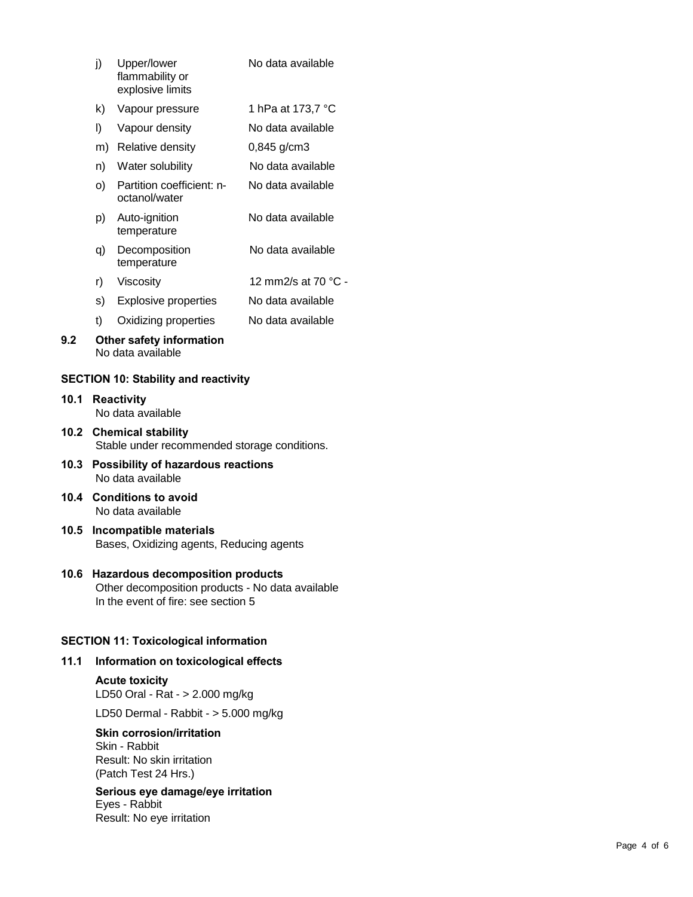| | | |
|---|---|---|
| j) | Upper/lower flammability or explosive limits | No data available |
| k) | Vapour pressure | 1 hPa at 173,7 °C |
| l) | Vapour density | No data available |
| m) | Relative density | 0,845 g/cm3 |
| n) | Water solubility | No data available |
| o) | Partition coefficient: n-octanol/water | No data available |
| p) | Auto-ignition temperature | No data available |
| q) | Decomposition temperature | No data available |
| r) | Viscosity | 12 mm2/s at 70 °C - |
| s) | Explosive properties | No data available |
| t) | Oxidizing properties | No data available |

**9.2 Other safety information**

No data available

## SECTION 10: Stability and reactivity

**10.1 Reactivity**

No data available

**10.2 Chemical stability**

Stable under recommended storage conditions.

**10.3 Possibility of hazardous reactions**

No data available

**10.4 Conditions to avoid**

No data available

**10.5 Incompatible materials**

Bases, Oxidizing agents, Reducing agents

**10.6 Hazardous decomposition products**

Other decomposition products - No data available

In the event of fire: see section 5

## SECTION 11: Toxicological information

**11.1 Information on toxicological effects**

**Acute toxicity**

LD50 Oral - Rat - > 2.000 mg/kg

LD50 Dermal - Rabbit - > 5.000 mg/kg

**Skin corrosion/irritation**

Skin - Rabbit

Result: No skin irritation

(Patch Test 24 Hrs.)

**Serious eye damage/eye irritation**

Eyes - Rabbit

Result: No eye irritation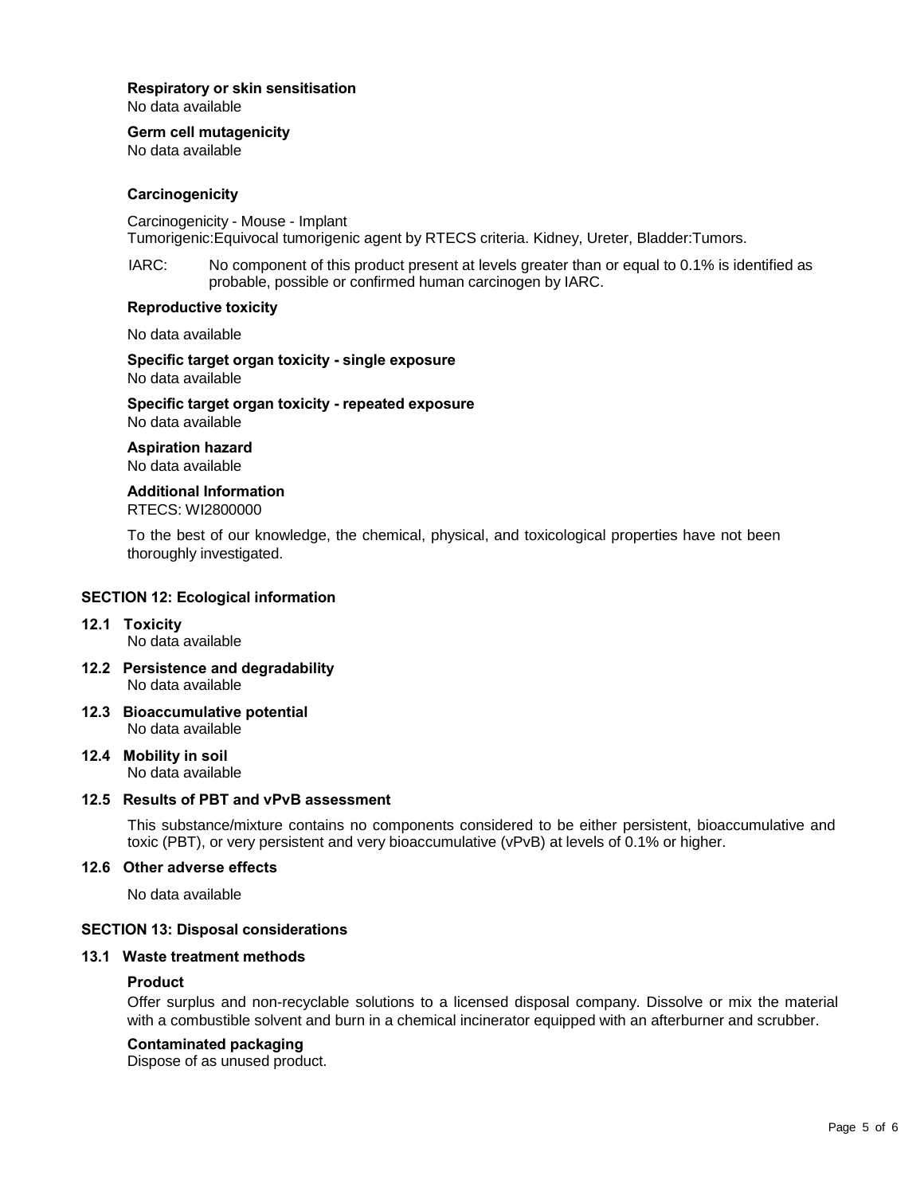**Respiratory or skin sensitisation**
No data available

**Germ cell mutagenicity**
No data available

**Carcinogenicity**

Carcinogenicity - Mouse - Implant
Tumorigenic:Equivocal tumorigenic agent by RTECS criteria. Kidney, Ureter, Bladder:Tumors.

IARC: No component of this product present at levels greater than or equal to 0.1% is identified as probable, possible or confirmed human carcinogen by IARC.

**Reproductive toxicity**

No data available

**Specific target organ toxicity - single exposure**
No data available

**Specific target organ toxicity - repeated exposure**
No data available

**Aspiration hazard**
No data available

**Additional Information**
RTECS: WI2800000

To the best of our knowledge, the chemical, physical, and toxicological properties have not been thoroughly investigated.

## SECTION 12: Ecological information

### 12.1 Toxicity
No data available

### 12.2 Persistence and degradability
No data available

### 12.3 Bioaccumulative potential
No data available

### 12.4 Mobility in soil
No data available

### 12.5 Results of PBT and vPvB assessment

This substance/mixture contains no components considered to be either persistent, bioaccumulative and toxic (PBT), or very persistent and very bioaccumulative (vPvB) at levels of 0.1% or higher.

### 12.6 Other adverse effects

No data available

## SECTION 13: Disposal considerations

### 13.1 Waste treatment methods

**Product**
Offer surplus and non-recyclable solutions to a licensed disposal company. Dissolve or mix the material with a combustible solvent and burn in a chemical incinerator equipped with an afterburner and scrubber.

**Contaminated packaging**
Dispose of as unused product.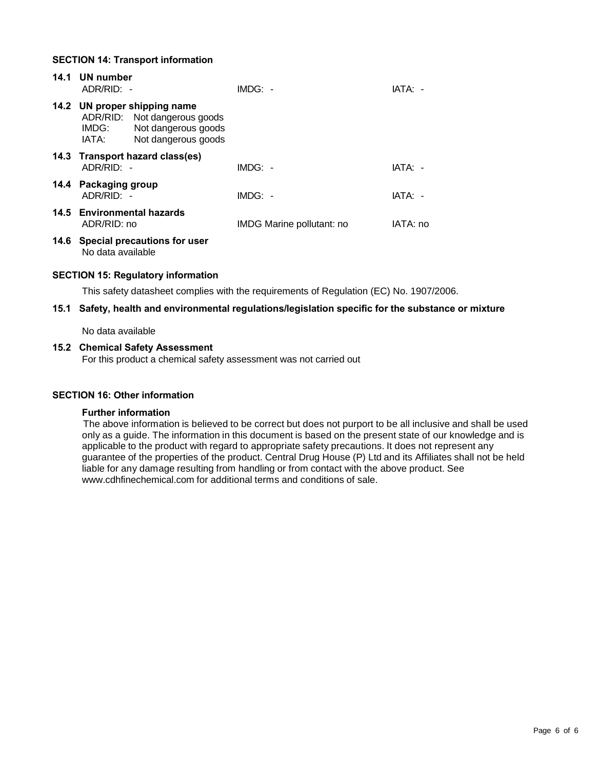## SECTION 14: Transport information

**14.1 UN number**

| | | |
|---|---|---|
| ADR/RID: - | IMDG: - | IATA: - |

**14.2 UN proper shipping name**

ADR/RID: Not dangerous goods
IMDG: Not dangerous goods
IATA: Not dangerous goods

**14.3 Transport hazard class(es)**

| | | |
|---|---|---|
| ADR/RID: - | IMDG: - | IATA: - |

**14.4 Packaging group**

| | | |
|---|---|---|
| ADR/RID: - | IMDG: - | IATA: - |

**14.5 Environmental hazards**

| | | |
|---|---|---|
| ADR/RID: no | IMDG Marine pollutant: no | IATA: no |

**14.6 Special precautions for user**

No data available

## SECTION 15: Regulatory information

This safety datasheet complies with the requirements of Regulation (EC) No. 1907/2006.

**15.1 Safety, health and environmental regulations/legislation specific for the substance or mixture**

No data available

**15.2 Chemical Safety Assessment**

For this product a chemical safety assessment was not carried out

## SECTION 16: Other information

**Further information**

The above information is believed to be correct but does not purport to be all inclusive and shall be used only as a guide. The information in this document is based on the present state of our knowledge and is applicable to the product with regard to appropriate safety precautions. It does not represent any guarantee of the properties of the product. Central Drug House (P) Ltd and its Affiliates shall not be held liable for any damage resulting from handling or from contact with the above product. See www.cdhfinechemical.com for additional terms and conditions of sale.